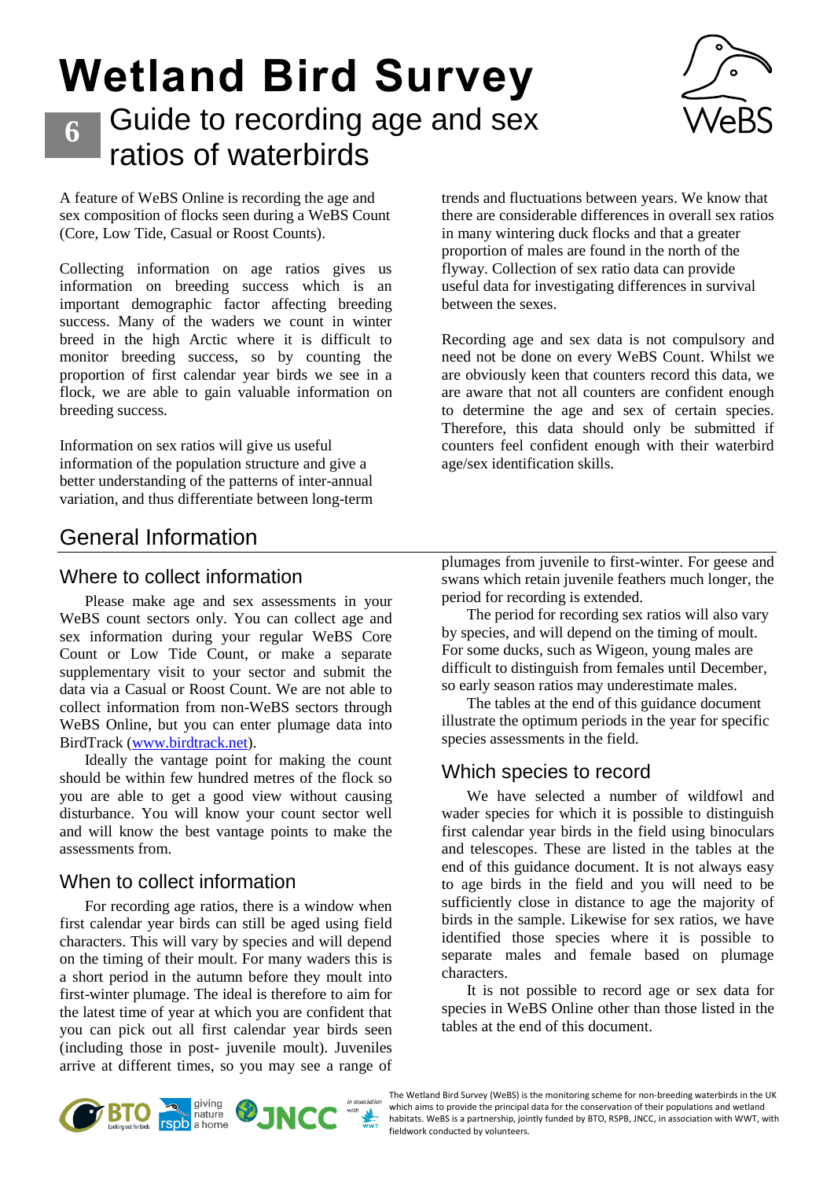# Wetland Bird Survey

## 6 Guide to recording age and sex ratios of waterbirds

A feature of WeBS Online is recording the age and sex composition of flocks seen during a WeBS Count (Core, Low Tide, Casual or Roost Counts).

Collecting information on age ratios gives us information on breeding success which is an important demographic factor affecting breeding success. Many of the waders we count in winter breed in the high Arctic where it is difficult to monitor breeding success, so by counting the proportion of first calendar year birds we see in a flock, we are able to gain valuable information on breeding success.

Information on sex ratios will give us useful information of the population structure and give a better understanding of the patterns of inter-annual variation, and thus differentiate between long-term trends and fluctuations between years. We know that there are considerable differences in overall sex ratios in many wintering duck flocks and that a greater proportion of males are found in the north of the flyway. Collection of sex ratio data can provide useful data for investigating differences in survival between the sexes.

Recording age and sex data is not compulsory and need not be done on every WeBS Count. Whilst we are obviously keen that counters record this data, we are aware that not all counters are confident enough to determine the age and sex of certain species. Therefore, this data should only be submitted if counters feel confident enough with their waterbird age/sex identification skills.

## General Information

### Where to collect information

Please make age and sex assessments in your WeBS count sectors only. You can collect age and sex information during your regular WeBS Core Count or Low Tide Count, or make a separate supplementary visit to your sector and submit the data via a Casual or Roost Count. We are not able to collect information from non-WeBS sectors through WeBS Online, but you can enter plumage data into BirdTrack (www.birdtrack.net).

Ideally the vantage point for making the count should be within few hundred metres of the flock so you are able to get a good view without causing disturbance. You will know your count sector well and will know the best vantage points to make the assessments from.

### When to collect information

For recording age ratios, there is a window when first calendar year birds can still be aged using field characters. This will vary by species and will depend on the timing of their moult. For many waders this is a short period in the autumn before they moult into first-winter plumage. The ideal is therefore to aim for the latest time of year at which you are confident that you can pick out all first calendar year birds seen (including those in post- juvenile moult). Juveniles arrive at different times, so you may see a range of plumages from juvenile to first-winter. For geese and swans which retain juvenile feathers much longer, the period for recording is extended.

The period for recording sex ratios will also vary by species, and will depend on the timing of moult. For some ducks, such as Wigeon, young males are difficult to distinguish from females until December, so early season ratios may underestimate males.

The tables at the end of this guidance document illustrate the optimum periods in the year for specific species assessments in the field.

### Which species to record

We have selected a number of wildfowl and wader species for which it is possible to distinguish first calendar year birds in the field using binoculars and telescopes. These are listed in the tables at the end of this guidance document. It is not always easy to age birds in the field and you will need to be sufficiently close in distance to age the majority of birds in the sample. Likewise for sex ratios, we have identified those species where it is possible to separate males and female based on plumage characters.

It is not possible to record age or sex data for species in WeBS Online other than those listed in the tables at the end of this document.

The Wetland Bird Survey (WeBS) is the monitoring scheme for non-breeding waterbirds in the UK which aims to provide the principal data for the conservation of their populations and wetland habitats. WeBS is a partnership, jointly funded by BTO, RSPB, JNCC, in association with WWT, with fieldwork conducted by volunteers.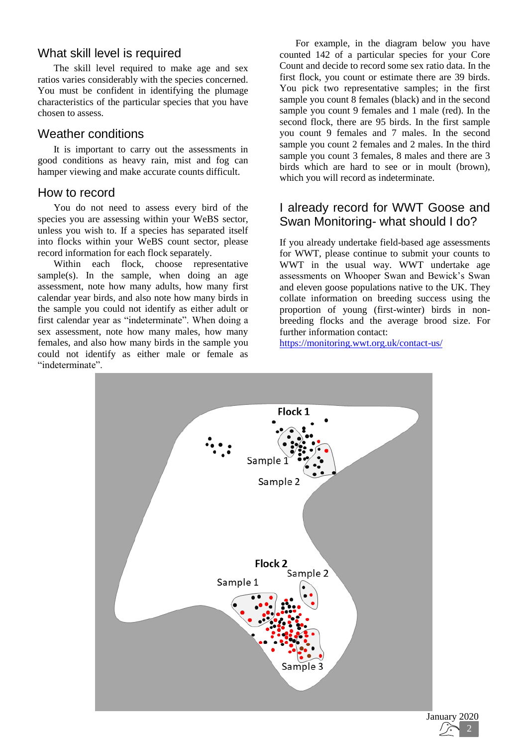## What skill level is required

The skill level required to make age and sex ratios varies considerably with the species concerned. You must be confident in identifying the plumage characteristics of the particular species that you have chosen to assess.

## Weather conditions

It is important to carry out the assessments in good conditions as heavy rain, mist and fog can hamper viewing and make accurate counts difficult.

## How to record

You do not need to assess every bird of the species you are assessing within your WeBS sector, unless you wish to. If a species has separated itself into flocks within your WeBS count sector, please record information for each flock separately.

Within each flock, choose representative sample(s). In the sample, when doing an age assessment, note how many adults, how many first calendar year birds, and also note how many birds in the sample you could not identify as either adult or first calendar year as "indeterminate". When doing a sex assessment, note how many males, how many females, and also how many birds in the sample you could not identify as either male or female as "indeterminate".

For example, in the diagram below you have counted 142 of a particular species for your Core Count and decide to record some sex ratio data. In the first flock, you count or estimate there are 39 birds. You pick two representative samples; in the first sample you count 8 females (black) and in the second sample you count 9 females and 1 male (red). In the second flock, there are 95 birds. In the first sample you count 9 females and 7 males. In the second sample you count 2 females and 2 males. In the third sample you count 3 females, 8 males and there are 3 birds which are hard to see or in moult (brown), which you will record as indeterminate.

## I already record for WWT Goose and Swan Monitoring- what should I do?

If you already undertake field-based age assessments for WWT, please continue to submit your counts to WWT in the usual way. WWT undertake age assessments on Whooper Swan and Bewick's Swan and eleven goose populations native to the UK. They collate information on breeding success using the proportion of young (first-winter) birds in non-breeding flocks and the average brood size. For further information contact:
https://monitoring.wwt.org.uk/contact-us/

Flock 1

Sample 1

Sample 2

Flock 2

Sample 1

Sample 2

Sample 3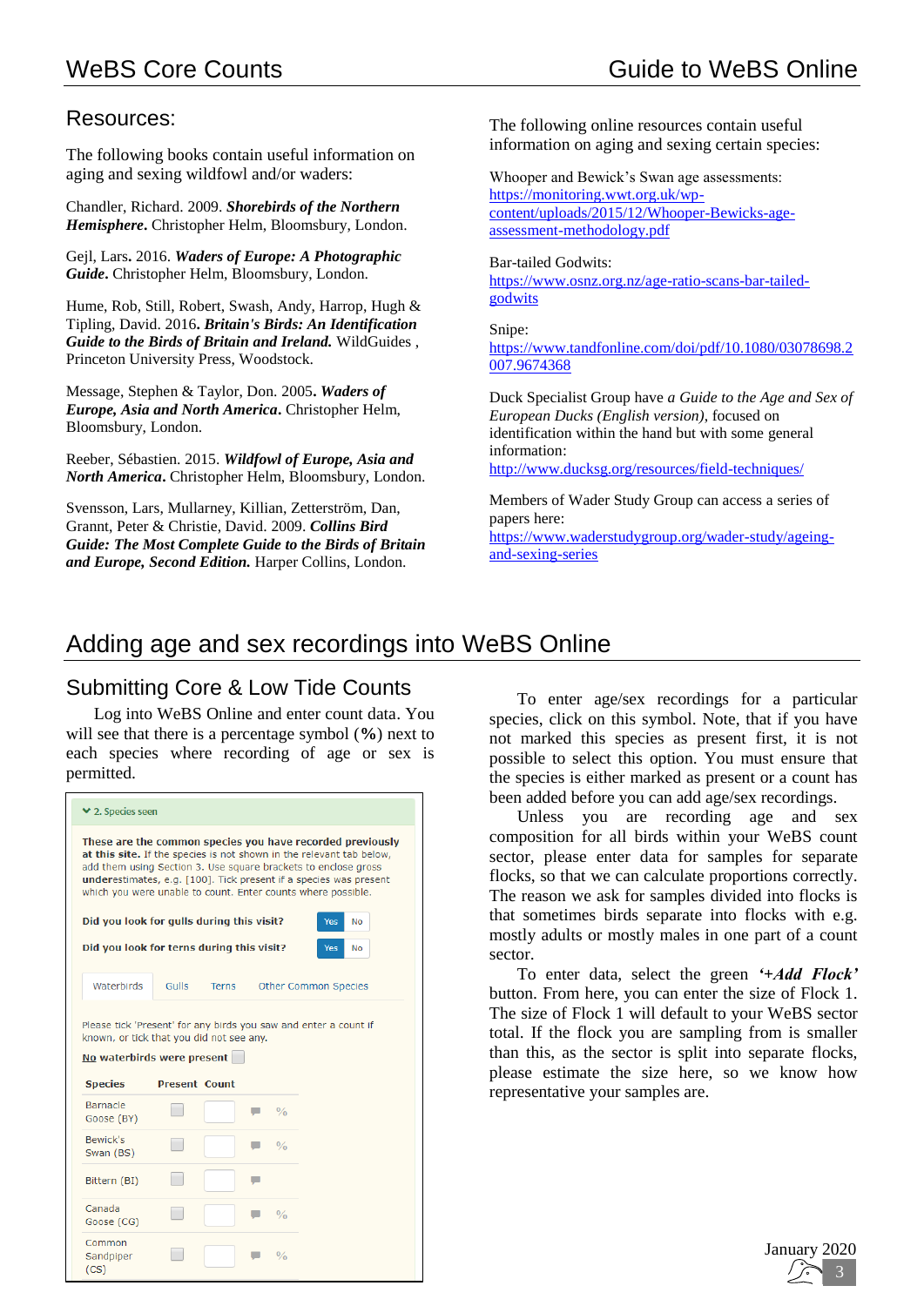## Resources:

The following books contain useful information on aging and sexing wildfowl and/or waders:

Chandler, Richard. 2009. ***Shorebirds of the Northern Hemisphere***. Christopher Helm, Bloomsbury, London.

Gejl, Lars**.** 2016. ***Waders of Europe: A Photographic Guide***. Christopher Helm, Bloomsbury, London.

Hume, Rob, Still, Robert, Swash, Andy, Harrop, Hugh & Tipling, David. 2016**.** ***Britain's Birds: An Identification Guide to the Birds of Britain and Ireland.*** WildGuides , Princeton University Press, Woodstock.

Message, Stephen & Taylor, Don. 2005**.** ***Waders of Europe, Asia and North America***. Christopher Helm, Bloomsbury, London.

Reeber, Sébastien. 2015. ***Wildfowl of Europe, Asia and North America***. Christopher Helm, Bloomsbury, London.

Svensson, Lars, Mullarney, Killian, Zetterström, Dan, Grannt, Peter & Christie, David. 2009. ***Collins Bird Guide: The Most Complete Guide to the Birds of Britain and Europe, Second Edition.*** Harper Collins, London.

The following online resources contain useful information on aging and sexing certain species:

Whooper and Bewick's Swan age assessments:
https://monitoring.wwt.org.uk/wp-content/uploads/2015/12/Whooper-Bewicks-age-assessment-methodology.pdf

Bar-tailed Godwits:
https://www.osnz.org.nz/age-ratio-scans-bar-tailed-godwits

Snipe:
https://www.tandfonline.com/doi/pdf/10.1080/03078698.2007.9674368

Duck Specialist Group have *a Guide to the Age and Sex of European Ducks (English version)*, focused on identification within the hand but with some general information:
http://www.ducksg.org/resources/field-techniques/

Members of Wader Study Group can access a series of papers here:
https://www.waderstudygroup.org/wader-study/ageing-and-sexing-series

# Adding age and sex recordings into WeBS Online

## Submitting Core & Low Tide Counts

Log into WeBS Online and enter count data. You will see that there is a percentage symbol (**%**) next to each species where recording of age or sex is permitted.

**2. Species seen**

**These are the common species you have recorded previously at this site.** If the species is not shown in the relevant tab below, add them using Section 3. Use square brackets to enclose gross **underestimates**, e.g. [100]. Tick present if a species was present which you were unable to count. Enter counts where possible.

**Did you look for gulls during this visit?** Yes No

**Did you look for terns during this visit?** Yes No

Waterbirds | Gulls | Terns | Other Common Species

Please tick 'Present' for any birds you saw and enter a count if known, or tick that you did not see any.

**No waterbirds were present**

| Species | Present | Count | | |
|---|---|---|---|---|
| Barnacle Goose (BY) | | | | % |
| Bewick's Swan (BS) | | | | % |
| Bittern (BI) | | | | |
| Canada Goose (CG) | | | | % |
| Common Sandpiper (CS) | | | | % |

To enter age/sex recordings for a particular species, click on this symbol. Note, that if you have not marked this species as present first, it is not possible to select this option. You must ensure that the species is either marked as present or a count has been added before you can add age/sex recordings.

Unless you are recording age and sex composition for all birds within your WeBS count sector, please enter data for samples for separate flocks, so that we can calculate proportions correctly. The reason we ask for samples divided into flocks is that sometimes birds separate into flocks with e.g. mostly adults or mostly males in one part of a count sector.

To enter data, select the green ***'+Add Flock'*** button. From here, you can enter the size of Flock 1. The size of Flock 1 will default to your WeBS sector total. If the flock you are sampling from is smaller than this, as the sector is split into separate flocks, please estimate the size here, so we know how representative your samples are.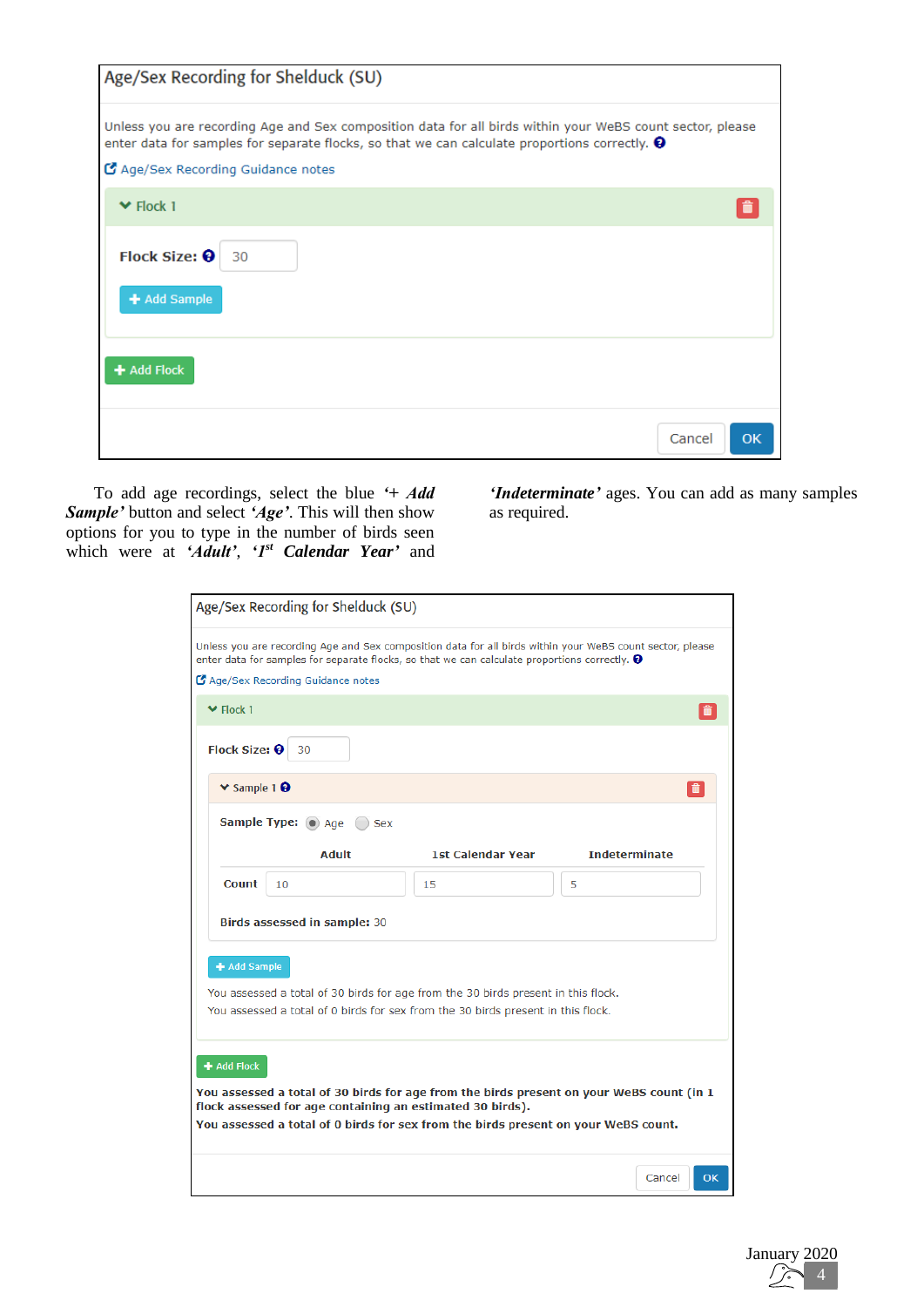Age/Sex Recording for Shelduck (SU)

Unless you are recording Age and Sex composition data for all birds within your WeBS count sector, please enter data for samples for separate flocks, so that we can calculate proportions correctly.

Age/Sex Recording Guidance notes

Flock 1

Flock Size: 30

+ Add Sample

+ Add Flock

Cancel OK

To add age recordings, select the blue *'+ Add Sample'* button and select *'Age'*. This will then show options for you to type in the number of birds seen which were at *'Adult'*, *'1st Calendar Year'* and *'Indeterminate'* ages. You can add as many samples as required.

Age/Sex Recording for Shelduck (SU)

Unless you are recording Age and Sex composition data for all birds within your WeBS count sector, please enter data for samples for separate flocks, so that we can calculate proportions correctly.

Age/Sex Recording Guidance notes

Flock 1

Flock Size: 30

Sample 1

Sample Type: Age Sex

| | Adult | 1st Calendar Year | Indeterminate |
|---|---|---|---|
| Count | 10 | 15 | 5 |

Birds assessed in sample: 30

+ Add Sample

You assessed a total of 30 birds for age from the 30 birds present in this flock.
You assessed a total of 0 birds for sex from the 30 birds present in this flock.

+ Add Flock

**You assessed a total of 30 birds for age from the birds present on your WeBS count (in 1 flock assessed for age containing an estimated 30 birds).**

**You assessed a total of 0 birds for sex from the birds present on your WeBS count.**

Cancel OK

January 2020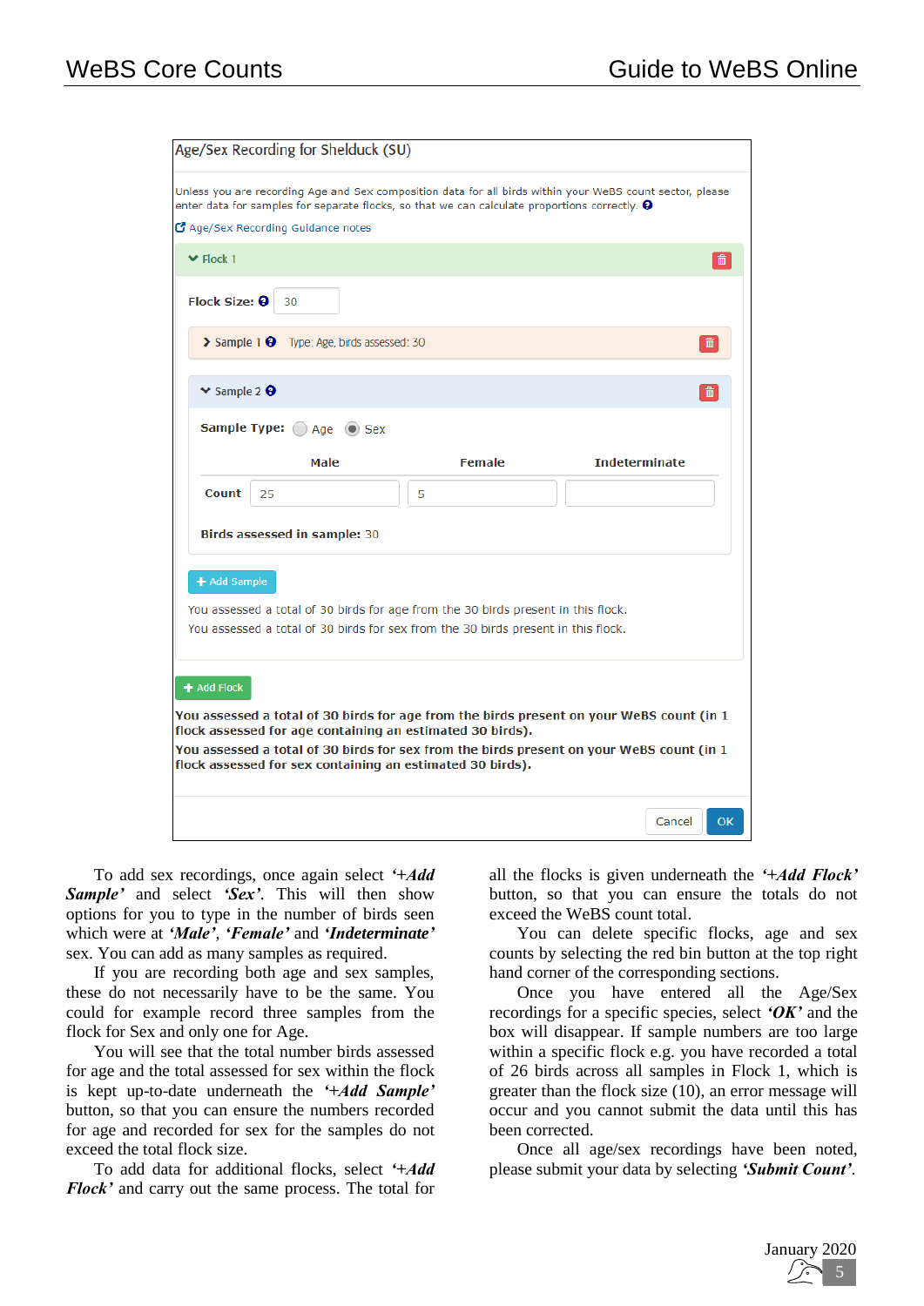Age/Sex Recording for Shelduck (SU)

Unless you are recording Age and Sex composition data for all birds within your WeBS count sector, please enter data for samples for separate flocks, so that we can calculate proportions correctly.

Age/Sex Recording Guidance notes

Flock 1

Flock Size: 30

Sample 1 Type: Age, birds assessed: 30

Sample 2

Sample Type: Age Sex

| | Male | Female | Indeterminate |
|---|---|---|---|
| Count | 25 | 5 | |

Birds assessed in sample: 30

+ Add Sample

You assessed a total of 30 birds for age from the 30 birds present in this flock.
You assessed a total of 30 birds for sex from the 30 birds present in this flock.

+ Add Flock

**You assessed a total of 30 birds for age from the birds present on your WeBS count (in 1 flock assessed for age containing an estimated 30 birds).**
**You assessed a total of 30 birds for sex from the birds present on your WeBS count (in 1 flock assessed for sex containing an estimated 30 birds).**

Cancel OK

To add sex recordings, once again select ***'+Add Sample'*** and select ***'Sex'***. This will then show options for you to type in the number of birds seen which were at ***'Male'***, ***'Female'*** and ***'Indeterminate'*** sex. You can add as many samples as required.

If you are recording both age and sex samples, these do not necessarily have to be the same. You could for example record three samples from the flock for Sex and only one for Age.

You will see that the total number birds assessed for age and the total assessed for sex within the flock is kept up-to-date underneath the ***'+Add Sample'*** button, so that you can ensure the numbers recorded for age and recorded for sex for the samples do not exceed the total flock size.

To add data for additional flocks, select ***'+Add Flock'*** and carry out the same process. The total for all the flocks is given underneath the ***'+Add Flock'*** button, so that you can ensure the totals do not exceed the WeBS count total.

You can delete specific flocks, age and sex counts by selecting the red bin button at the top right hand corner of the corresponding sections.

Once you have entered all the Age/Sex recordings for a specific species, select ***'OK'*** and the box will disappear. If sample numbers are too large within a specific flock e.g. you have recorded a total of 26 birds across all samples in Flock 1, which is greater than the flock size (10), an error message will occur and you cannot submit the data until this has been corrected.

Once all age/sex recordings have been noted, please submit your data by selecting ***'Submit Count'***.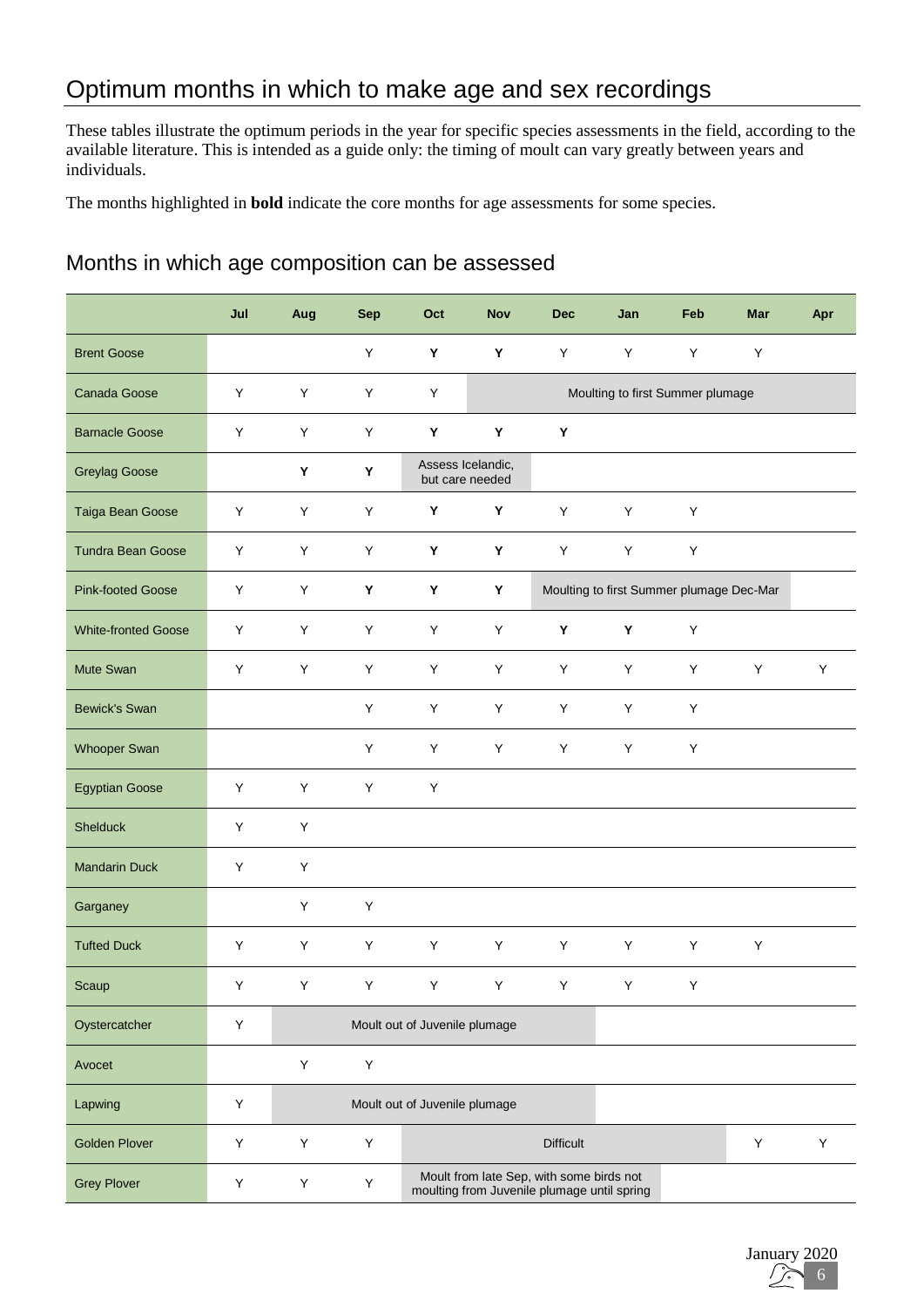# Optimum months in which to make age and sex recordings

These tables illustrate the optimum periods in the year for specific species assessments in the field, according to the available literature. This is intended as a guide only: the timing of moult can vary greatly between years and individuals.

The months highlighted in **bold** indicate the core months for age assessments for some species.

## Months in which age composition can be assessed

| | Jul | Aug | Sep | Oct | Nov | Dec | Jan | Feb | Mar | Apr |
|---|---|---|---|---|---|---|---|---|---|---|
| Brent Goose | | | Y | **Y** | **Y** | Y | Y | Y | Y | |
| Canada Goose | Y | Y | Y | Y | Moulting to first Summer plumage | | | | | |
| Barnacle Goose | Y | Y | Y | **Y** | **Y** | **Y** | | | | |
| Greylag Goose | | **Y** | **Y** | Assess Icelandic, but care needed | | | | | | |
| Taiga Bean Goose | Y | Y | Y | **Y** | **Y** | Y | Y | Y | | |
| Tundra Bean Goose | Y | Y | Y | **Y** | **Y** | Y | Y | Y | | |
| Pink-footed Goose | Y | Y | **Y** | **Y** | **Y** | Moulting to first Summer plumage Dec-Mar | | | | |
| White-fronted Goose | Y | Y | Y | Y | Y | **Y** | **Y** | Y | | |
| Mute Swan | Y | Y | Y | Y | Y | Y | Y | Y | Y | Y |
| Bewick's Swan | | | Y | Y | Y | Y | Y | Y | | |
| Whooper Swan | | | Y | Y | Y | Y | Y | Y | | |
| Egyptian Goose | Y | Y | Y | Y | | | | | | |
| Shelduck | Y | Y | | | | | | | | |
| Mandarin Duck | Y | Y | | | | | | | | |
| Garganey | | Y | Y | | | | | | | |
| Tufted Duck | Y | Y | Y | Y | Y | Y | Y | Y | Y | |
| Scaup | Y | Y | Y | Y | Y | Y | Y | Y | | |
| Oystercatcher | Y | Moult out of Juvenile plumage | | | | | | | | |
| Avocet | | Y | Y | | | | | | | |
| Lapwing | Y | Moult out of Juvenile plumage | | | | | | | | |
| Golden Plover | Y | Y | Y | Difficult | | | | | Y | Y |
| Grey Plover | Y | Y | Y | Moult from late Sep, with some birds not moulting from Juvenile plumage until spring | | | | | | |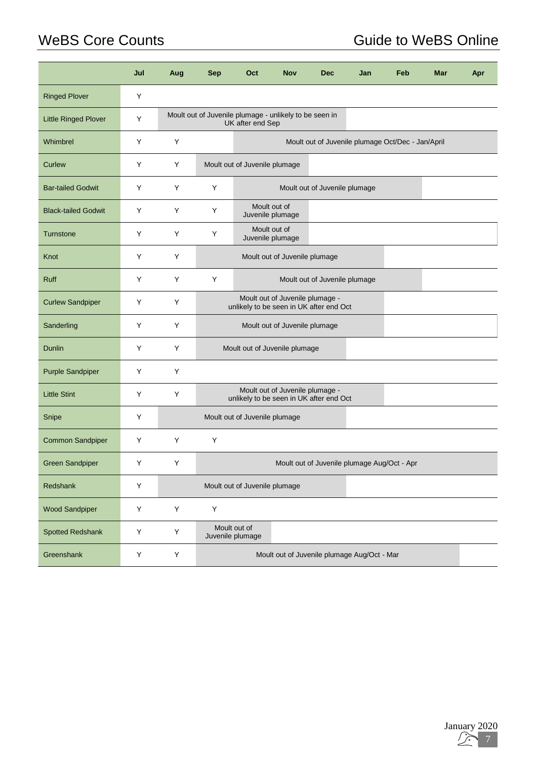| | Jul | Aug | Sep | Oct | Nov | Dec | Jan | Feb | Mar | Apr |
|---|---|---|---|---|---|---|---|---|---|---|
| Ringed Plover | Y | | | | | | | | | |
| Little Ringed Plover | Y | Moult out of Juvenile plumage - unlikely to be seen in UK after end Sep | | | | | | | | |
| Whimbrel | Y | Y | | Moult out of Juvenile plumage Oct/Dec - Jan/April | | | | | | |
| Curlew | Y | Y | Moult out of Juvenile plumage | | | | | | | |
| Bar-tailed Godwit | Y | Y | Y | Moult out of Juvenile plumage | | | | | | |
| Black-tailed Godwit | Y | Y | Y | Moult out of Juvenile plumage | | | | | | |
| Turnstone | Y | Y | Y | Moult out of Juvenile plumage | | | | | | |
| Knot | Y | Y | Moult out of Juvenile plumage | | | | | | | |
| Ruff | Y | Y | Y | Moult out of Juvenile plumage | | | | | | |
| Curlew Sandpiper | Y | Y | Moult out of Juvenile plumage - unlikely to be seen in UK after end Oct | | | | | | | |
| Sanderling | Y | Y | Moult out of Juvenile plumage | | | | | | | |
| Dunlin | Y | Y | Moult out of Juvenile plumage | | | | | | | |
| Purple Sandpiper | Y | Y | | | | | | | | |
| Little Stint | Y | Y | Moult out of Juvenile plumage - unlikely to be seen in UK after end Oct | | | | | | | |
| Snipe | Y | Moult out of Juvenile plumage | | | | | | | | |
| Common Sandpiper | Y | Y | Y | | | | | | | |
| Green Sandpiper | Y | Y | Moult out of Juvenile plumage Aug/Oct - Apr | | | | | | | |
| Redshank | Y | Moult out of Juvenile plumage | | | | | | | | |
| Wood Sandpiper | Y | Y | Y | | | | | | | |
| Spotted Redshank | Y | Y | Moult out of Juvenile plumage | | | | | | | |
| Greenshank | Y | Y | Moult out of Juvenile plumage Aug/Oct - Mar | | | | | | | |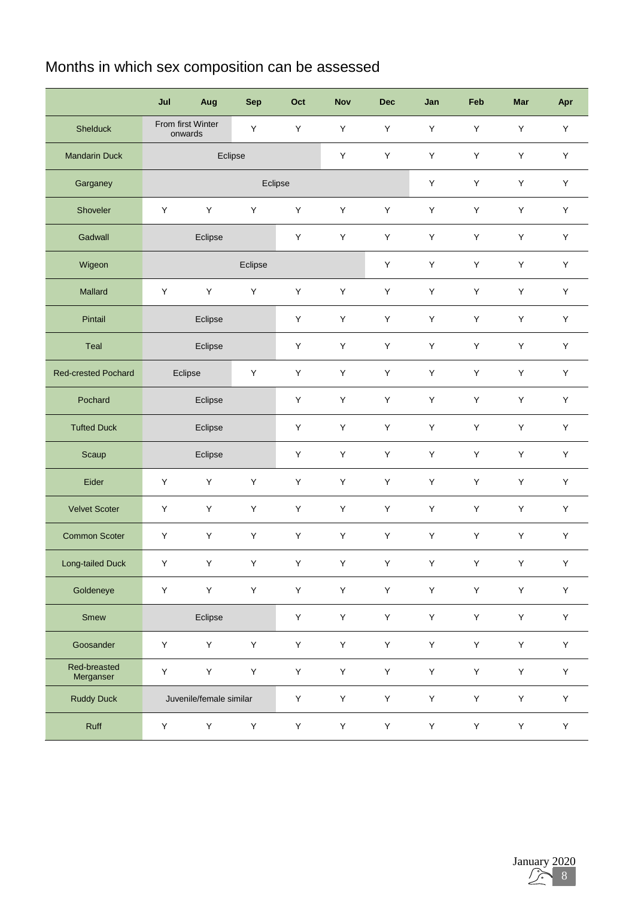## Months in which sex composition can be assessed

| | Jul | Aug | Sep | Oct | Nov | Dec | Jan | Feb | Mar | Apr |
|---|---|---|---|---|---|---|---|---|---|---|
| Shelduck | From first Winter onwards | | Y | Y | Y | Y | Y | Y | Y | Y |
| Mandarin Duck | Eclipse | | | | Y | Y | Y | Y | Y | Y |
| Garganey | Eclipse | | | | | | Y | Y | Y | Y |
| Shoveler | Y | Y | Y | Y | Y | Y | Y | Y | Y | Y |
| Gadwall | Eclipse | | | Y | Y | Y | Y | Y | Y | Y |
| Wigeon | Eclipse | | | | | Y | Y | Y | Y | Y |
| Mallard | Y | Y | Y | Y | Y | Y | Y | Y | Y | Y |
| Pintail | Eclipse | | | Y | Y | Y | Y | Y | Y | Y |
| Teal | Eclipse | | | Y | Y | Y | Y | Y | Y | Y |
| Red-crested Pochard | Eclipse | | Y | Y | Y | Y | Y | Y | Y | Y |
| Pochard | Eclipse | | | Y | Y | Y | Y | Y | Y | Y |
| Tufted Duck | Eclipse | | | Y | Y | Y | Y | Y | Y | Y |
| Scaup | Eclipse | | | Y | Y | Y | Y | Y | Y | Y |
| Eider | Y | Y | Y | Y | Y | Y | Y | Y | Y | Y |
| Velvet Scoter | Y | Y | Y | Y | Y | Y | Y | Y | Y | Y |
| Common Scoter | Y | Y | Y | Y | Y | Y | Y | Y | Y | Y |
| Long-tailed Duck | Y | Y | Y | Y | Y | Y | Y | Y | Y | Y |
| Goldeneye | Y | Y | Y | Y | Y | Y | Y | Y | Y | Y |
| Smew | Eclipse | | | Y | Y | Y | Y | Y | Y | Y |
| Goosander | Y | Y | Y | Y | Y | Y | Y | Y | Y | Y |
| Red-breasted Merganser | Y | Y | Y | Y | Y | Y | Y | Y | Y | Y |
| Ruddy Duck | Juvenile/female similar | | | Y | Y | Y | Y | Y | Y | Y |
| Ruff | Y | Y | Y | Y | Y | Y | Y | Y | Y | Y |

January 2020